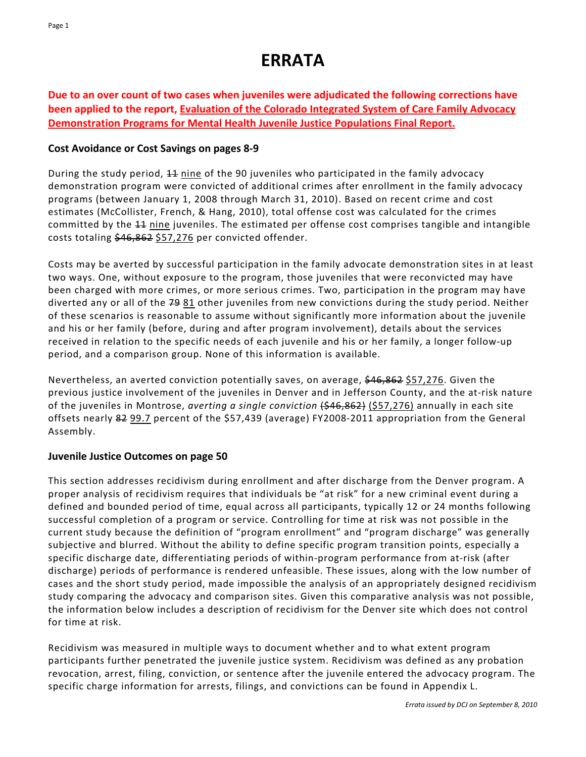# ERRATA

**Due to an over count of two cases when juveniles were adjudicated the following corrections have been applied to the report, Evaluation of the Colorado Integrated System of Care Family Advocacy Demonstration Programs for Mental Health Juvenile Justice Populations Final Report.**

### Cost Avoidance or Cost Savings on pages 8-9

During the study period, ~~11~~ nine of the 90 juveniles who participated in the family advocacy demonstration program were convicted of additional crimes after enrollment in the family advocacy programs (between January 1, 2008 through March 31, 2010). Based on recent crime and cost estimates (McCollister, French, & Hang, 2010), total offense cost was calculated for the crimes committed by the ~~11~~ nine juveniles. The estimated per offense cost comprises tangible and intangible costs totaling ~~$46,862~~ $57,276 per convicted offender.

Costs may be averted by successful participation in the family advocate demonstration sites in at least two ways. One, without exposure to the program, those juveniles that were reconvicted may have been charged with more crimes, or more serious crimes. Two, participation in the program may have diverted any or all of the ~~79~~ 81 other juveniles from new convictions during the study period. Neither of these scenarios is reasonable to assume without significantly more information about the juvenile and his or her family (before, during and after program involvement), details about the services received in relation to the specific needs of each juvenile and his or her family, a longer follow-up period, and a comparison group. None of this information is available.

Nevertheless, an averted conviction potentially saves, on average, ~~$46,862~~ $57,276. Given the previous justice involvement of the juveniles in Denver and in Jefferson County, and the at-risk nature of the juveniles in Montrose, *averting a single conviction* ~~($46,862)~~ ($57,276) annually in each site offsets nearly ~~82~~ 99.7 percent of the $57,439 (average) FY2008-2011 appropriation from the General Assembly.

### Juvenile Justice Outcomes on page 50

This section addresses recidivism during enrollment and after discharge from the Denver program. A proper analysis of recidivism requires that individuals be "at risk" for a new criminal event during a defined and bounded period of time, equal across all participants, typically 12 or 24 months following successful completion of a program or service. Controlling for time at risk was not possible in the current study because the definition of "program enrollment" and "program discharge" was generally subjective and blurred. Without the ability to define specific program transition points, especially a specific discharge date, differentiating periods of within-program performance from at-risk (after discharge) periods of performance is rendered unfeasible. These issues, along with the low number of cases and the short study period, made impossible the analysis of an appropriately designed recidivism study comparing the advocacy and comparison sites. Given this comparative analysis was not possible, the information below includes a description of recidivism for the Denver site which does not control for time at risk.

Recidivism was measured in multiple ways to document whether and to what extent program participants further penetrated the juvenile justice system. Recidivism was defined as any probation revocation, arrest, filing, conviction, or sentence after the juvenile entered the advocacy program. The specific charge information for arrests, filings, and convictions can be found in Appendix L.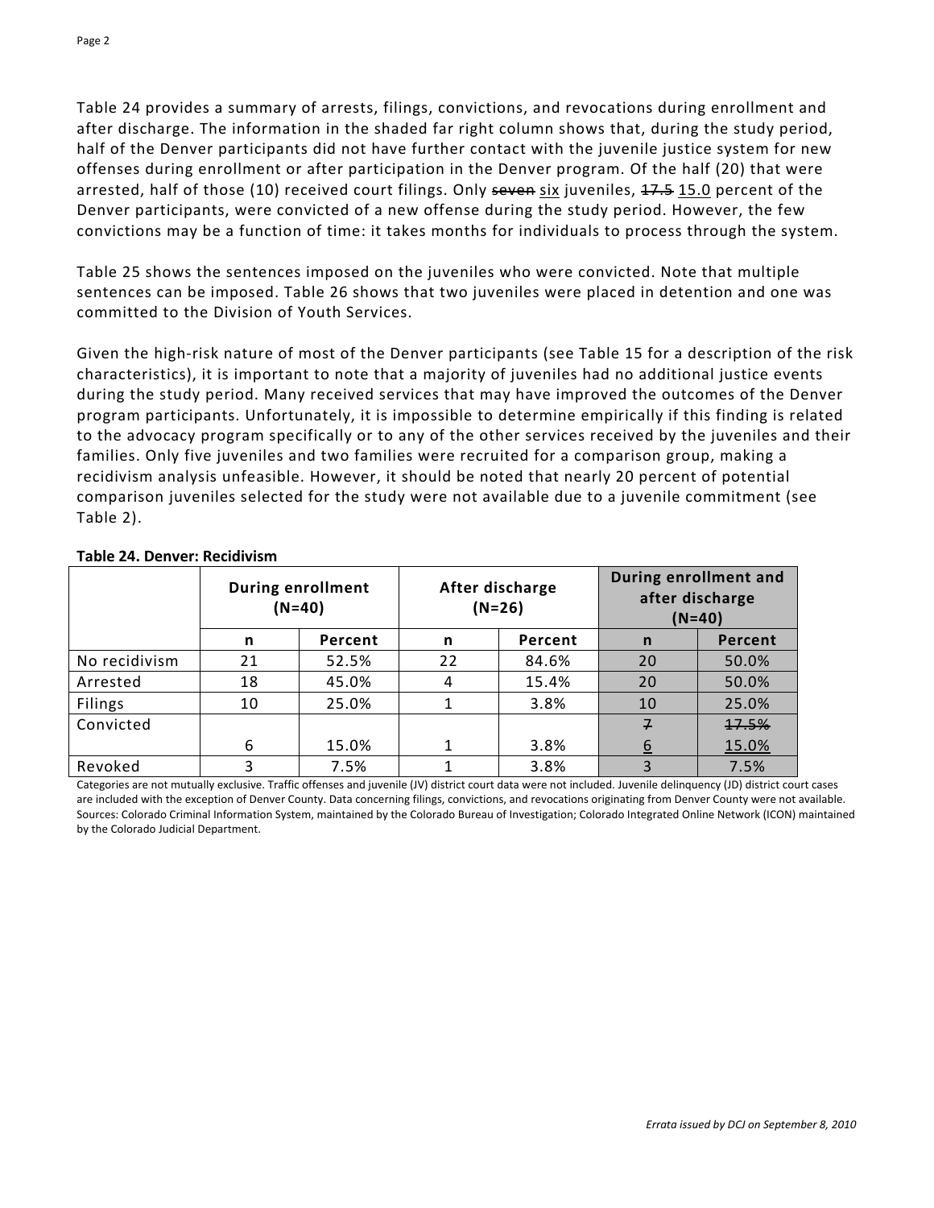Table 24 provides a summary of arrests, filings, convictions, and revocations during enrollment and after discharge. The information in the shaded far right column shows that, during the study period, half of the Denver participants did not have further contact with the juvenile justice system for new offenses during enrollment or after participation in the Denver program. Of the half (20) that were arrested, half of those (10) received court filings. Only ~~seven~~ six juveniles, ~~17.5~~ 15.0 percent of the Denver participants, were convicted of a new offense during the study period. However, the few convictions may be a function of time: it takes months for individuals to process through the system.

Table 25 shows the sentences imposed on the juveniles who were convicted. Note that multiple sentences can be imposed. Table 26 shows that two juveniles were placed in detention and one was committed to the Division of Youth Services.

Given the high-risk nature of most of the Denver participants (see Table 15 for a description of the risk characteristics), it is important to note that a majority of juveniles had no additional justice events during the study period. Many received services that may have improved the outcomes of the Denver program participants. Unfortunately, it is impossible to determine empirically if this finding is related to the advocacy program specifically or to any of the other services received by the juveniles and their families. Only five juveniles and two families were recruited for a comparison group, making a recidivism analysis unfeasible. However, it should be noted that nearly 20 percent of potential comparison juveniles selected for the study were not available due to a juvenile commitment (see Table 2).

**Table 24. Denver: Recidivism**

| | During enrollment (N=40) | | After discharge (N=26) | | During enrollment and after discharge (N=40) | |
|---|---|---|---|---|---|---|
| | **n** | **Percent** | **n** | **Percent** | **n** | **Percent** |
| No recidivism | 21 | 52.5% | 22 | 84.6% | 20 | 50.0% |
| Arrested | 18 | 45.0% | 4 | 15.4% | 20 | 50.0% |
| Filings | 10 | 25.0% | 1 | 3.8% | 10 | 25.0% |
| Convicted | 6 | 15.0% | 1 | 3.8% | ~~7~~ 6 | ~~17.5%~~ 15.0% |
| Revoked | 3 | 7.5% | 1 | 3.8% | 3 | 7.5% |

Categories are not mutually exclusive. Traffic offenses and juvenile (JV) district court data were not included. Juvenile delinquency (JD) district court cases are included with the exception of Denver County. Data concerning filings, convictions, and revocations originating from Denver County were not available. Sources: Colorado Criminal Information System, maintained by the Colorado Bureau of Investigation; Colorado Integrated Online Network (ICON) maintained by the Colorado Judicial Department.

*Errata issued by DCJ on September 8, 2010*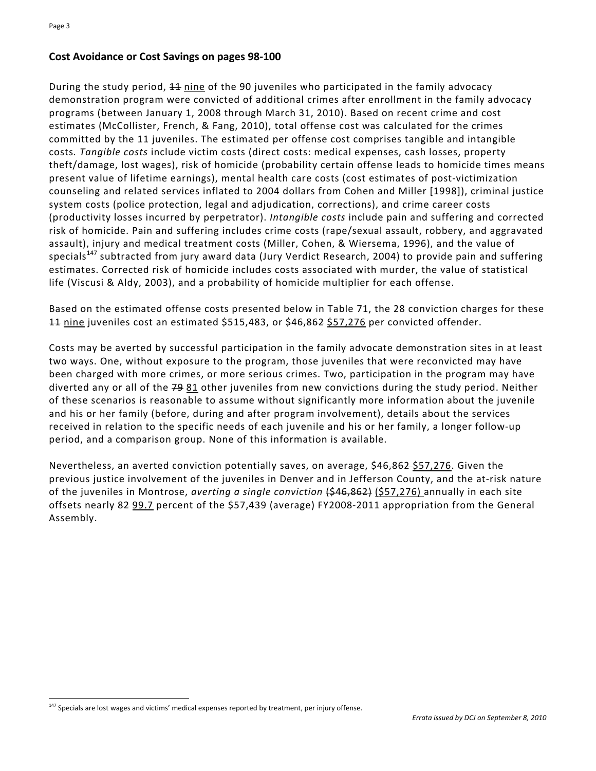### Cost Avoidance or Cost Savings on pages 98-100

During the study period, ~~11~~ <u>nine</u> of the 90 juveniles who participated in the family advocacy demonstration program were convicted of additional crimes after enrollment in the family advocacy programs (between January 1, 2008 through March 31, 2010). Based on recent crime and cost estimates (McCollister, French, & Fang, 2010), total offense cost was calculated for the crimes committed by the 11 juveniles. The estimated per offense cost comprises tangible and intangible costs. *Tangible costs* include victim costs (direct costs: medical expenses, cash losses, property theft/damage, lost wages), risk of homicide (probability certain offense leads to homicide times means present value of lifetime earnings), mental health care costs (cost estimates of post-victimization counseling and related services inflated to 2004 dollars from Cohen and Miller [1998]), criminal justice system costs (police protection, legal and adjudication, corrections), and crime career costs (productivity losses incurred by perpetrator). *Intangible costs* include pain and suffering and corrected risk of homicide. Pain and suffering includes crime costs (rape/sexual assault, robbery, and aggravated assault), injury and medical treatment costs (Miller, Cohen, & Wiersema, 1996), and the value of specials[147] subtracted from jury award data (Jury Verdict Research, 2004) to provide pain and suffering estimates. Corrected risk of homicide includes costs associated with murder, the value of statistical life (Viscusi & Aldy, 2003), and a probability of homicide multiplier for each offense.

Based on the estimated offense costs presented below in Table 71, the 28 conviction charges for these ~~11~~ <u>nine</u> juveniles cost an estimated $515,483, or ~~$46,862~~ <u>$57,276</u> per convicted offender.

Costs may be averted by successful participation in the family advocate demonstration sites in at least two ways. One, without exposure to the program, those juveniles that were reconvicted may have been charged with more crimes, or more serious crimes. Two, participation in the program may have diverted any or all of the ~~79~~ <u>81</u> other juveniles from new convictions during the study period. Neither of these scenarios is reasonable to assume without significantly more information about the juvenile and his or her family (before, during and after program involvement), details about the services received in relation to the specific needs of each juvenile and his or her family, a longer follow-up period, and a comparison group. None of this information is available.

Nevertheless, an averted conviction potentially saves, on average, ~~$46,862~~ <u>$57,276</u>. Given the previous justice involvement of the juveniles in Denver and in Jefferson County, and the at-risk nature of the juveniles in Montrose, *averting a single conviction* ~~($46,862)~~ <u>($57,276)</u> annually in each site offsets nearly ~~82~~ <u>99.7</u> percent of the $57,439 (average) FY2008-2011 appropriation from the General Assembly.

---

[147] Specials are lost wages and victims' medical expenses reported by treatment, per injury offense.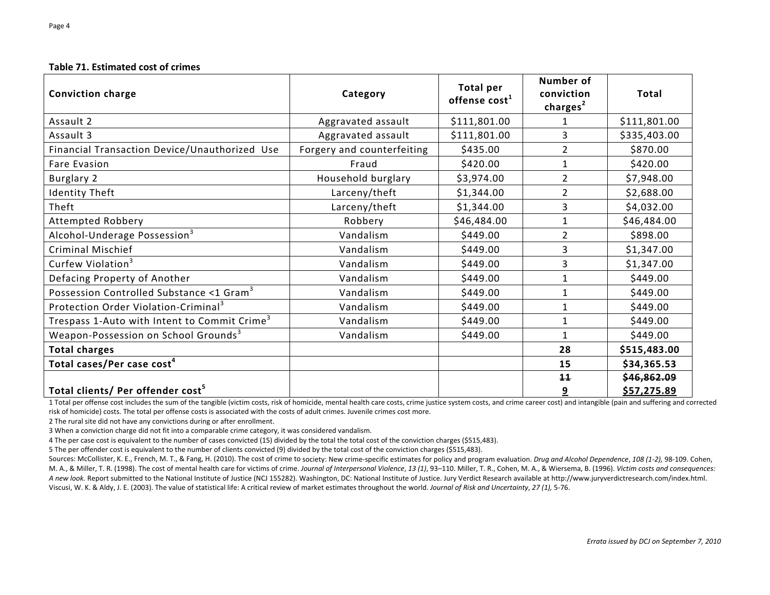**Table 71. Estimated cost of crimes**

| Conviction charge | Category | Total per offense cost[1] | Number of conviction charges[2] | Total |
|---|---|---|---|---|
| Assault 2 | Aggravated assault | $111,801.00 | 1 | $111,801.00 |
| Assault 3 | Aggravated assault | $111,801.00 | 3 | $335,403.00 |
| Financial Transaction Device/Unauthorized Use | Forgery and counterfeiting | $435.00 | 2 | $870.00 |
| Fare Evasion | Fraud | $420.00 | 1 | $420.00 |
| Burglary 2 | Household burglary | $3,974.00 | 2 | $7,948.00 |
| Identity Theft | Larceny/theft | $1,344.00 | 2 | $2,688.00 |
| Theft | Larceny/theft | $1,344.00 | 3 | $4,032.00 |
| Attempted Robbery | Robbery | $46,484.00 | 1 | $46,484.00 |
| Alcohol-Underage Possession[3] | Vandalism | $449.00 | 2 | $898.00 |
| Criminal Mischief | Vandalism | $449.00 | 3 | $1,347.00 |
| Curfew Violation[3] | Vandalism | $449.00 | 3 | $1,347.00 |
| Defacing Property of Another | Vandalism | $449.00 | 1 | $449.00 |
| Possession Controlled Substance <1 Gram[3] | Vandalism | $449.00 | 1 | $449.00 |
| Protection Order Violation-Criminal[3] | Vandalism | $449.00 | 1 | $449.00 |
| Trespass 1-Auto with Intent to Commit Crime[3] | Vandalism | $449.00 | 1 | $449.00 |
| Weapon-Possession on School Grounds[3] | Vandalism | $449.00 | 1 | $449.00 |
| **Total charges** | | | **28** | **$515,483.00** |
| **Total cases/Per case cost[4]** | | | **15** | **$34,365.53** |
| **Total clients/ Per offender cost[5]** | | | ~~11~~ <u>9</u> | ~~$46,862.09~~ <u>$57,275.89</u> |

1 Total per offense cost includes the sum of the tangible (victim costs, risk of homicide, mental health care costs, crime justice system costs, and crime career cost) and intangible (pain and suffering and corrected risk of homicide) costs. The total per offense costs is associated with the costs of adult crimes. Juvenile crimes cost more.

2 The rural site did not have any convictions during or after enrollment.

3 When a conviction charge did not fit into a comparable crime category, it was considered vandalism.

4 The per case cost is equivalent to the number of cases convicted (15) divided by the total the total cost of the conviction charges ($515,483).

5 The per offender cost is equivalent to the number of clients convicted (9) divided by the total cost of the conviction charges ($515,483).

Sources: McCollister, K. E., French, M. T., & Fang, H. (2010). The cost of crime to society: New crime-specific estimates for policy and program evaluation. *Drug and Alcohol Dependence*, *108 (1-2),* 98-109. Cohen, M. A., & Miller, T. R. (1998). The cost of mental health care for victims of crime. *Journal of Interpersonal Violence*, *13 (1)*, 93–110. Miller, T. R., Cohen, M. A., & Wiersema, B. (1996). *Victim costs and consequences: A new look.* Report submitted to the National Institute of Justice (NCJ 155282). Washington, DC: National Institute of Justice. Jury Verdict Research available at http://www.juryverdictresearch.com/index.html. Viscusi, W. K. & Aldy, J. E. (2003). The value of statistical life: A critical review of market estimates throughout the world. *Journal of Risk and Uncertainty*, *27 (1),* 5-76.

*Errata issued by DCJ on September 7, 2010*